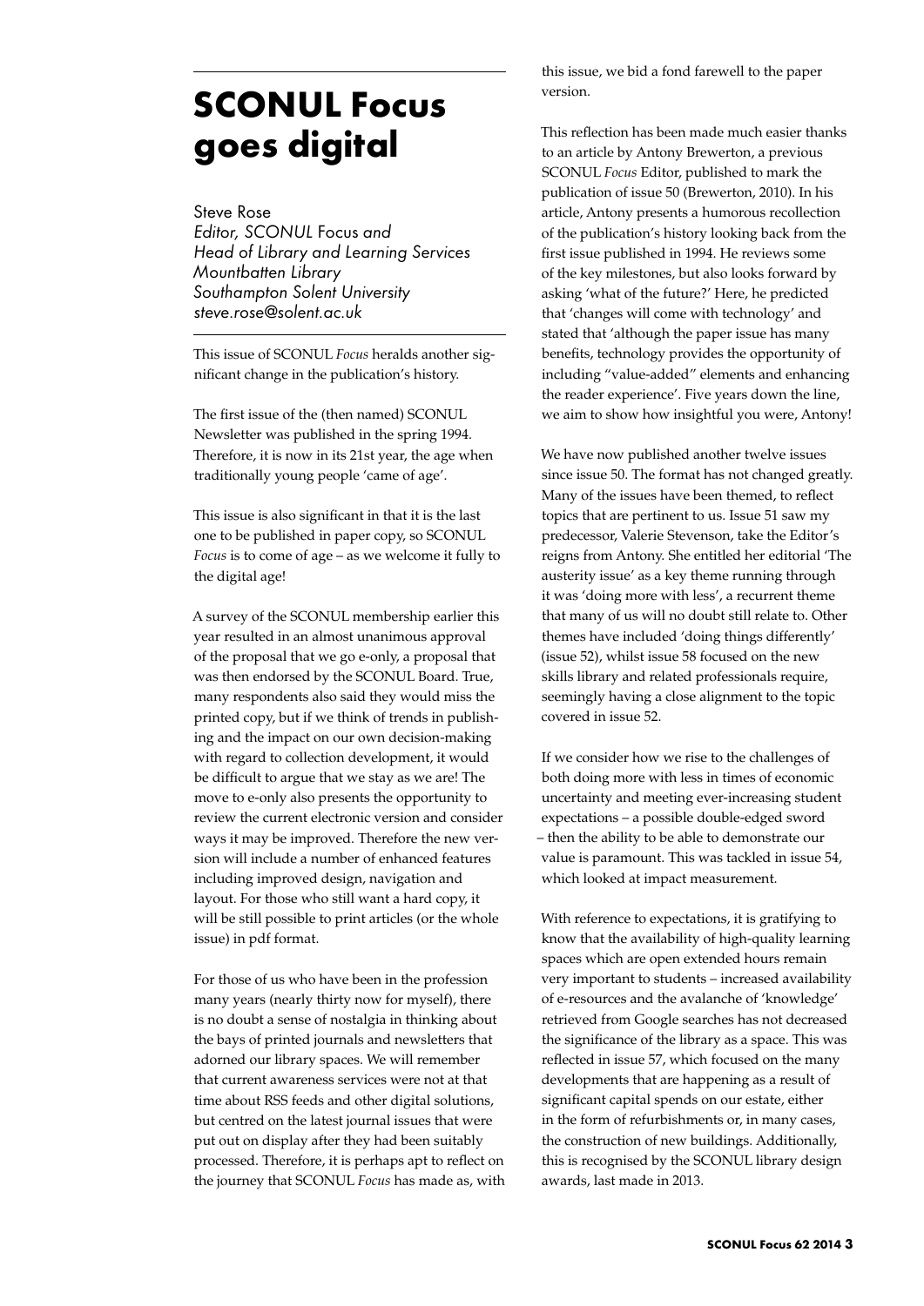# SCONUL Focus goes digital

Steve Rose
*Editor, SCONUL* Focus *and Head of Library and Learning Services Mountbatten Library Southampton Solent University steve.rose@solent.ac.uk*

This issue of SCONUL *Focus* heralds another significant change in the publication's history.

The first issue of the (then named) SCONUL Newsletter was published in the spring 1994. Therefore, it is now in its 21st year, the age when traditionally young people 'came of age'.

This issue is also significant in that it is the last one to be published in paper copy, so SCONUL *Focus* is to come of age – as we welcome it fully to the digital age!

A survey of the SCONUL membership earlier this year resulted in an almost unanimous approval of the proposal that we go e-only, a proposal that was then endorsed by the SCONUL Board. True, many respondents also said they would miss the printed copy, but if we think of trends in publishing and the impact on our own decision-making with regard to collection development, it would be difficult to argue that we stay as we are! The move to e-only also presents the opportunity to review the current electronic version and consider ways it may be improved. Therefore the new version will include a number of enhanced features including improved design, navigation and layout. For those who still want a hard copy, it will be still possible to print articles (or the whole issue) in pdf format.

For those of us who have been in the profession many years (nearly thirty now for myself), there is no doubt a sense of nostalgia in thinking about the bays of printed journals and newsletters that adorned our library spaces. We will remember that current awareness services were not at that time about RSS feeds and other digital solutions, but centred on the latest journal issues that were put out on display after they had been suitably processed. Therefore, it is perhaps apt to reflect on the journey that SCONUL *Focus* has made as, with this issue, we bid a fond farewell to the paper version.

This reflection has been made much easier thanks to an article by Antony Brewerton, a previous SCONUL *Focus* Editor, published to mark the publication of issue 50 (Brewerton, 2010). In his article, Antony presents a humorous recollection of the publication's history looking back from the first issue published in 1994. He reviews some of the key milestones, but also looks forward by asking 'what of the future?' Here, he predicted that 'changes will come with technology' and stated that 'although the paper issue has many benefits, technology provides the opportunity of including "value-added" elements and enhancing the reader experience'. Five years down the line, we aim to show how insightful you were, Antony!

We have now published another twelve issues since issue 50. The format has not changed greatly. Many of the issues have been themed, to reflect topics that are pertinent to us. Issue 51 saw my predecessor, Valerie Stevenson, take the Editor's reigns from Antony. She entitled her editorial 'The austerity issue' as a key theme running through it was 'doing more with less', a recurrent theme that many of us will no doubt still relate to. Other themes have included 'doing things differently' (issue 52), whilst issue 58 focused on the new skills library and related professionals require, seemingly having a close alignment to the topic covered in issue 52.

If we consider how we rise to the challenges of both doing more with less in times of economic uncertainty and meeting ever-increasing student expectations – a possible double-edged sword – then the ability to be able to demonstrate our value is paramount. This was tackled in issue 54, which looked at impact measurement.

With reference to expectations, it is gratifying to know that the availability of high-quality learning spaces which are open extended hours remain very important to students – increased availability of e-resources and the avalanche of 'knowledge' retrieved from Google searches has not decreased the significance of the library as a space. This was reflected in issue 57, which focused on the many developments that are happening as a result of significant capital spends on our estate, either in the form of refurbishments or, in many cases, the construction of new buildings. Additionally, this is recognised by the SCONUL library design awards, last made in 2013.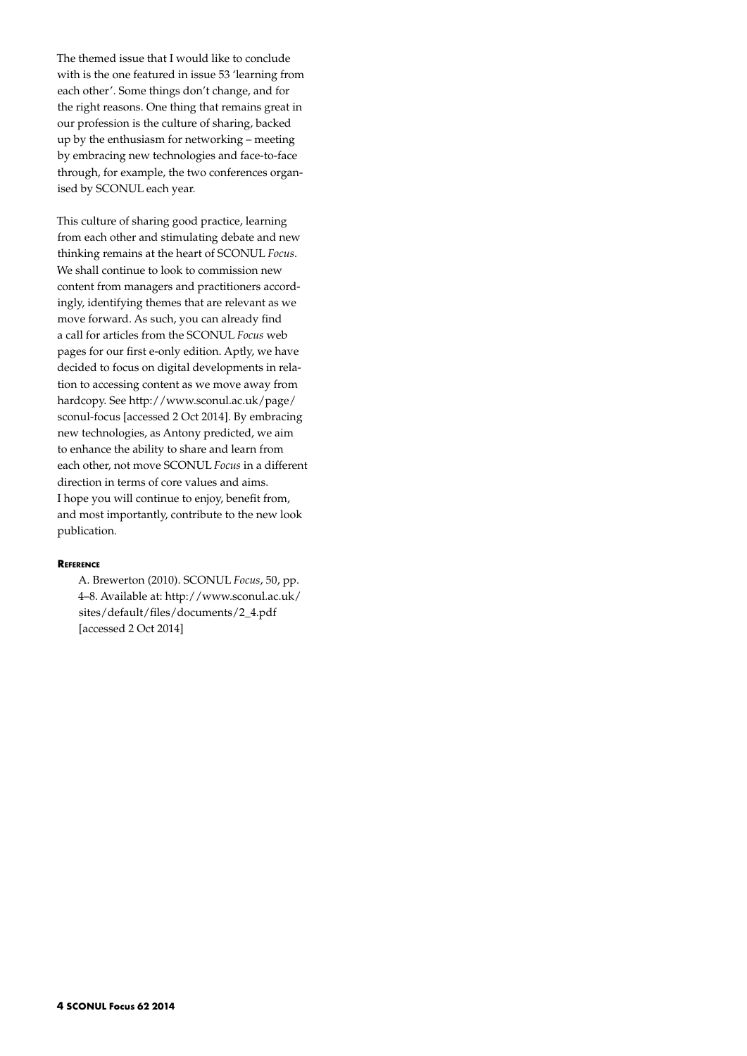The themed issue that I would like to conclude with is the one featured in issue 53 'learning from each other'. Some things don't change, and for the right reasons. One thing that remains great in our profession is the culture of sharing, backed up by the enthusiasm for networking – meeting by embracing new technologies and face-to-face through, for example, the two conferences organised by SCONUL each year.

This culture of sharing good practice, learning from each other and stimulating debate and new thinking remains at the heart of SCONUL *Focus*. We shall continue to look to commission new content from managers and practitioners accordingly, identifying themes that are relevant as we move forward. As such, you can already find a call for articles from the SCONUL *Focus* web pages for our first e-only edition. Aptly, we have decided to focus on digital developments in relation to accessing content as we move away from hardcopy. See http://www.sconul.ac.uk/page/sconul-focus [accessed 2 Oct 2014]. By embracing new technologies, as Antony predicted, we aim to enhance the ability to share and learn from each other, not move SCONUL *Focus* in a different direction in terms of core values and aims. I hope you will continue to enjoy, benefit from, and most importantly, contribute to the new look publication.

#### Reference

A. Brewerton (2010). SCONUL *Focus*, 50, pp. 4–8. Available at: http://www.sconul.ac.uk/sites/default/files/documents/2_4.pdf [accessed 2 Oct 2014]